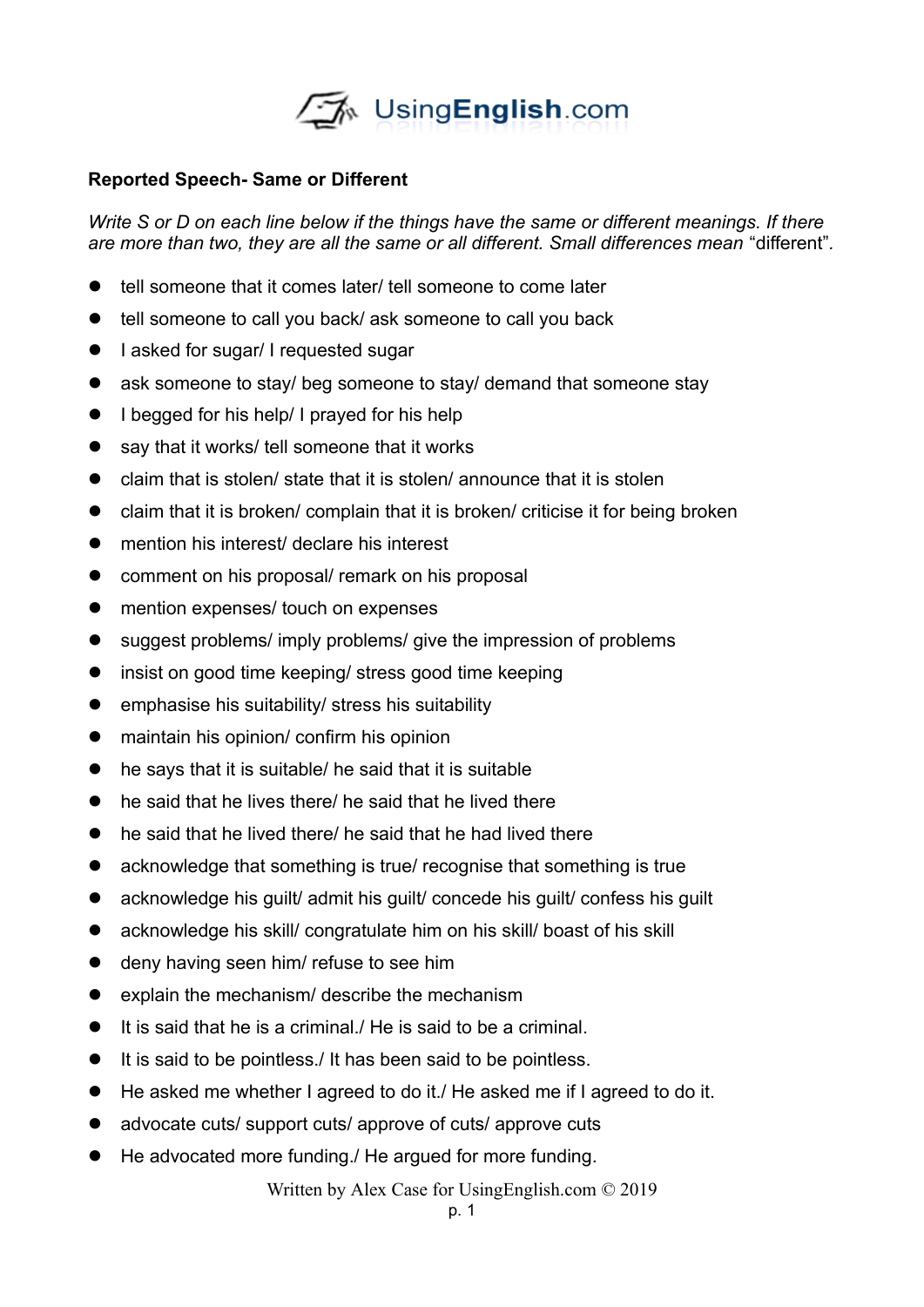**Reported Speech- Same or Different**

*Write S or D on each line below if the things have the same or different meanings. If there are more than two, they are all the same or all different. Small differences mean* "different".

- tell someone that it comes later/ tell someone to come later
- tell someone to call you back/ ask someone to call you back
- I asked for sugar/ I requested sugar
- ask someone to stay/ beg someone to stay/ demand that someone stay
- I begged for his help/ I prayed for his help
- say that it works/ tell someone that it works
- claim that is stolen/ state that it is stolen/ announce that it is stolen
- claim that it is broken/ complain that it is broken/ criticise it for being broken
- mention his interest/ declare his interest
- comment on his proposal/ remark on his proposal
- mention expenses/ touch on expenses
- suggest problems/ imply problems/ give the impression of problems
- insist on good time keeping/ stress good time keeping
- emphasise his suitability/ stress his suitability
- maintain his opinion/ confirm his opinion
- he says that it is suitable/ he said that it is suitable
- he said that he lives there/ he said that he lived there
- he said that he lived there/ he said that he had lived there
- acknowledge that something is true/ recognise that something is true
- acknowledge his guilt/ admit his guilt/ concede his guilt/ confess his guilt
- acknowledge his skill/ congratulate him on his skill/ boast of his skill
- deny having seen him/ refuse to see him
- explain the mechanism/ describe the mechanism
- It is said that he is a criminal./ He is said to be a criminal.
- It is said to be pointless./ It has been said to be pointless.
- He asked me whether I agreed to do it./ He asked me if I agreed to do it.
- advocate cuts/ support cuts/ approve of cuts/ approve cuts
- He advocated more funding./ He argued for more funding.

Written by Alex Case for UsingEnglish.com © 2019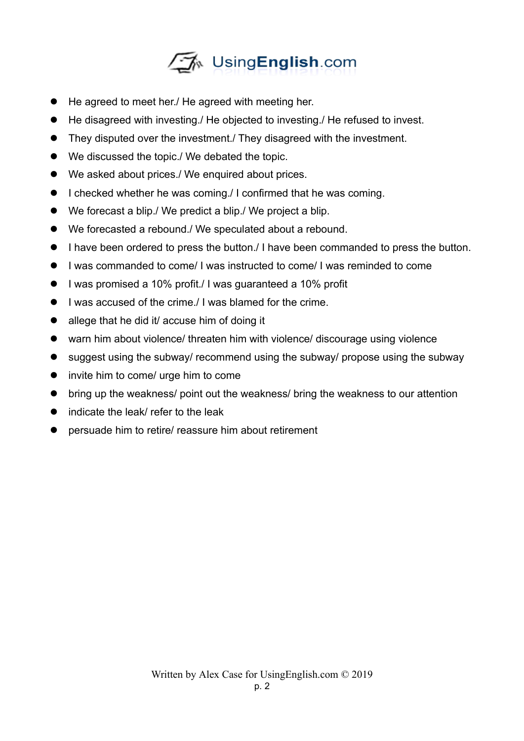- He agreed to meet her./ He agreed with meeting her.
- He disagreed with investing./ He objected to investing./ He refused to invest.
- They disputed over the investment./ They disagreed with the investment.
- We discussed the topic./ We debated the topic.
- We asked about prices./ We enquired about prices.
- I checked whether he was coming./ I confirmed that he was coming.
- We forecast a blip./ We predict a blip./ We project a blip.
- We forecasted a rebound./ We speculated about a rebound.
- I have been ordered to press the button./ I have been commanded to press the button.
- I was commanded to come/ I was instructed to come/ I was reminded to come
- I was promised a 10% profit./ I was guaranteed a 10% profit
- I was accused of the crime./ I was blamed for the crime.
- allege that he did it/ accuse him of doing it
- warn him about violence/ threaten him with violence/ discourage using violence
- suggest using the subway/ recommend using the subway/ propose using the subway
- invite him to come/ urge him to come
- bring up the weakness/ point out the weakness/ bring the weakness to our attention
- indicate the leak/ refer to the leak
- persuade him to retire/ reassure him about retirement